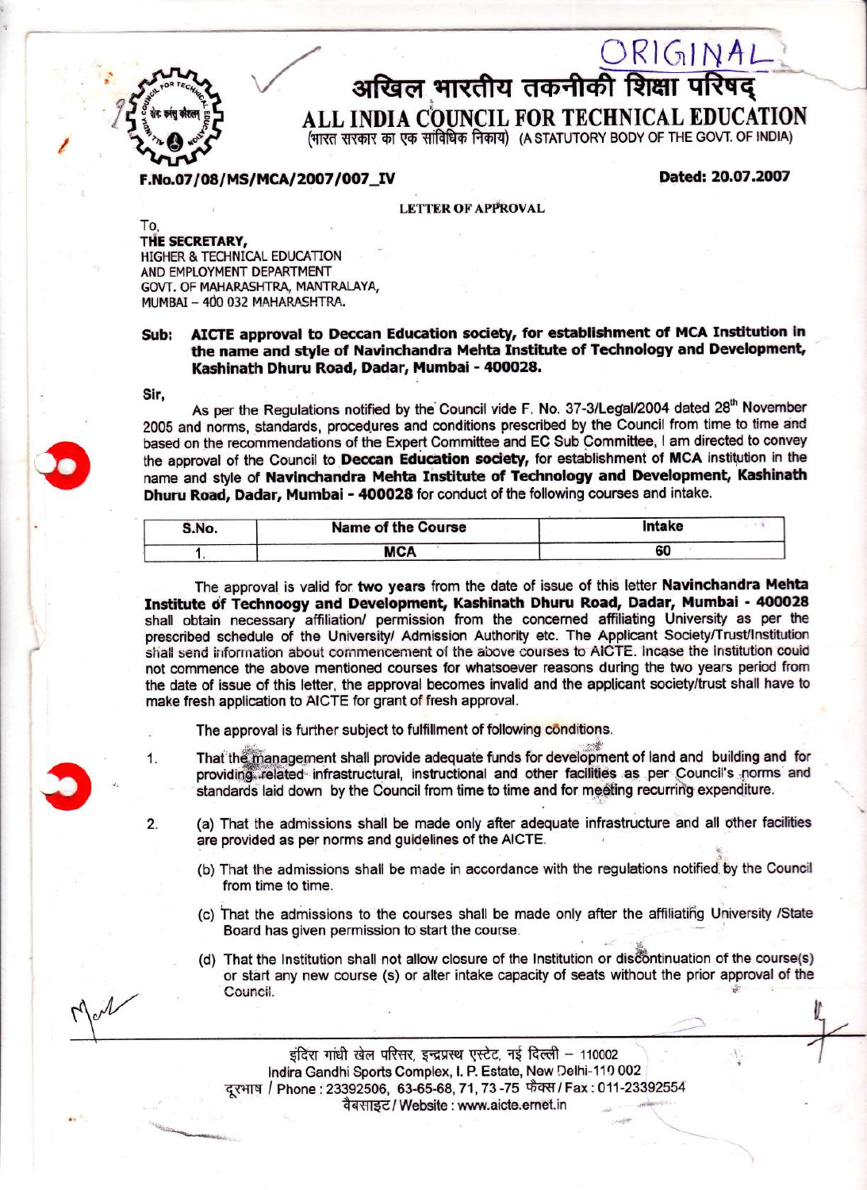ORIGINAL

# अखिल भारतीय तकनीकी शिक्षा परिषद्
# ALL INDIA COUNCIL FOR TECHNICAL EDUCATION

(भारत सरकार का एक सांविधिक निकाय) (A STATUTORY BODY OF THE GOVT. OF INDIA)

**F.No.07/08/MS/MCA/2007/007_IV** **Dated: 20.07.2007**

LETTER OF APPROVAL

To,
**THE SECRETARY,**
HIGHER & TECHNICAL EDUCATION
AND EMPLOYMENT DEPARTMENT
GOVT. OF MAHARASHTRA, MANTRALAYA,
MUMBAI – 400 032 MAHARASHTRA.

**Sub: AICTE approval to Deccan Education society, for establishment of MCA Institution in the name and style of Navinchandra Mehta Institute of Technology and Development, Kashinath Dhuru Road, Dadar, Mumbai - 400028.**

Sir,

As per the Regulations notified by the Council vide F. No. 37-3/Legal/2004 dated 28th November 2005 and norms, standards, procedures and conditions prescribed by the Council from time to time and based on the recommendations of the Expert Committee and EC Sub Committee, I am directed to convey the approval of the Council to **Deccan Education society,** for establishment of **MCA** institution in the name and style of **Navinchandra Mehta Institute of Technology and Development, Kashinath Dhuru Road, Dadar, Mumbai - 400028** for conduct of the following courses and intake.

| S.No. | Name of the Course | Intake |
|---|---|---|
| 1. | MCA | 60 |

The approval is valid for **two years** from the date of issue of this letter **Navinchandra Mehta Institute of Technoogy and Development, Kashinath Dhuru Road, Dadar, Mumbai - 400028** shall obtain necessary affiliation/ permission from the concerned affiliating University as per the prescribed schedule of the University/ Admission Authority etc. The Applicant Society/Trust/Institution shall send information about commencement of the above courses to AICTE. Incase the Institution could not commence the above mentioned courses for whatsoever reasons during the two years period from the date of issue of this letter, the approval becomes invalid and the applicant society/trust shall have to make fresh application to AICTE for grant of fresh approval.

The approval is further subject to fulfillment of following conditions.

1. That the management shall provide adequate funds for development of land and building and for providing related infrastructural, instructional and other facilities as per Council's norms and standards laid down by the Council from time to time and for meeting recurring expenditure.

2. (a) That the admissions shall be made only after adequate infrastructure and all other facilities are provided as per norms and guidelines of the AICTE.

   (b) That the admissions shall be made in accordance with the regulations notified by the Council from time to time.

   (c) That the admissions to the courses shall be made only after the affiliating University /State Board has given permission to start the course.

   (d) That the Institution shall not allow closure of the Institution or discontinuation of the course(s) or start any new course (s) or alter intake capacity of seats without the prior approval of the Council.

इंदिरा गांधी खेल परिसर, इन्द्रप्रस्थ एस्टेट, नई दिल्ली – 110002
Indira Gandhi Sports Complex, I. P. Estate, New Delhi-110 002
दूरभाष / Phone : 23392506, 63-65-68, 71, 73-75 फैक्स / Fax : 011-23392554
वेबसाइट / Website : www.aicte.ernet.in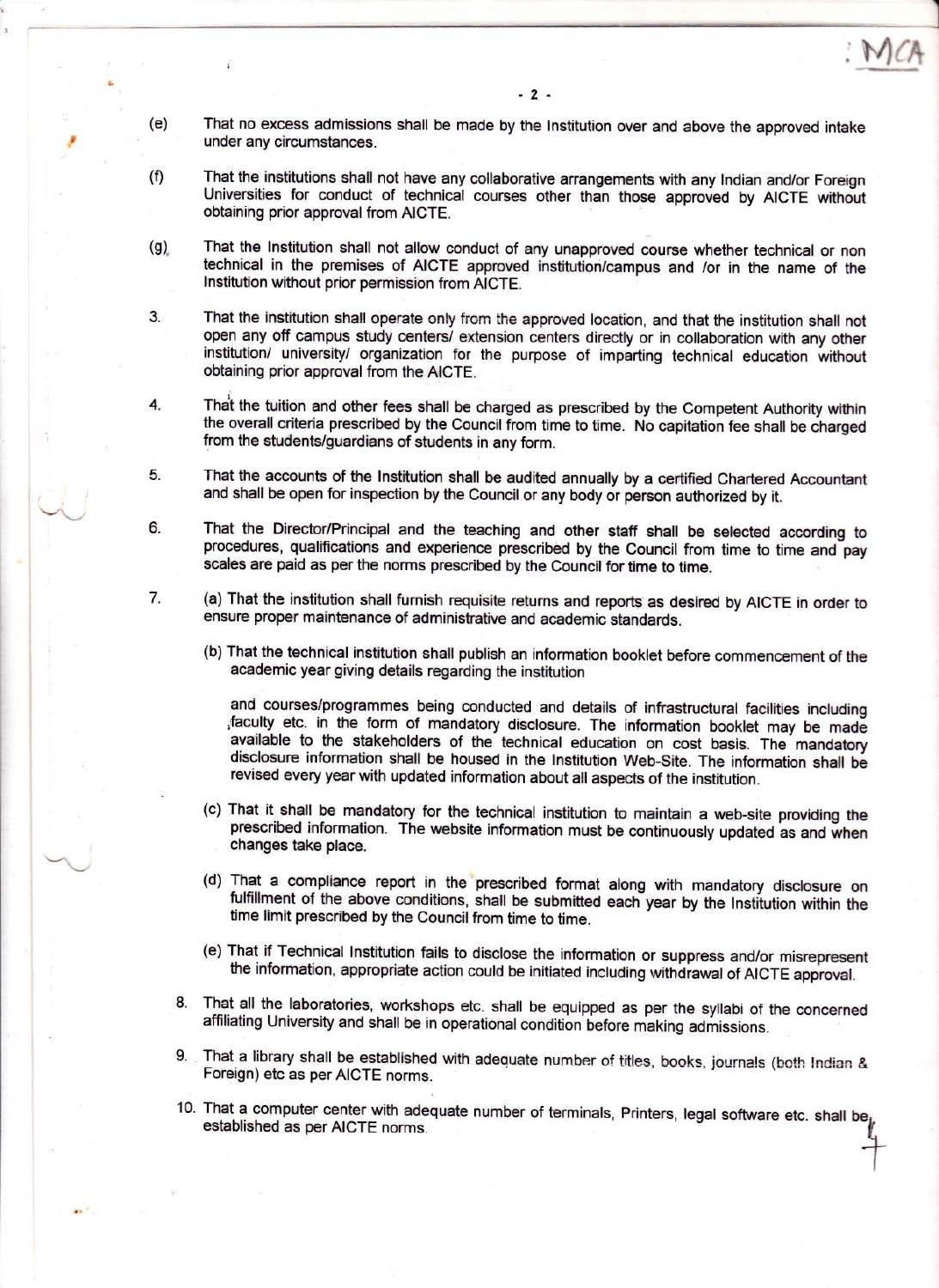: MCA

(e) That no excess admissions shall be made by the Institution over and above the approved intake under any circumstances.

(f) That the institutions shall not have any collaborative arrangements with any Indian and/or Foreign Universities for conduct of technical courses other than those approved by AICTE without obtaining prior approval from AICTE.

(g) That the Institution shall not allow conduct of any unapproved course whether technical or non technical in the premises of AICTE approved institution/campus and /or in the name of the Institution without prior permission from AICTE.

3. That the institution shall operate only from the approved location, and that the institution shall not open any off campus study centers/ extension centers directly or in collaboration with any other institution/ university/ organization for the purpose of imparting technical education without obtaining prior approval from the AICTE.

4. That the tuition and other fees shall be charged as prescribed by the Competent Authority within the overall criteria prescribed by the Council from time to time. No capitation fee shall be charged from the students/guardians of students in any form.

5. That the accounts of the Institution shall be audited annually by a certified Chartered Accountant and shall be open for inspection by the Council or any body or person authorized by it.

6. That the Director/Principal and the teaching and other staff shall be selected according to procedures, qualifications and experience prescribed by the Council from time to time and pay scales are paid as per the norms prescribed by the Council for time to time.

7. (a) That the institution shall furnish requisite returns and reports as desired by AICTE in order to ensure proper maintenance of administrative and academic standards.

   (b) That the technical institution shall publish an information booklet before commencement of the academic year giving details regarding the institution

   and courses/programmes being conducted and details of infrastructural facilities including faculty etc. in the form of mandatory disclosure. The information booklet may be made available to the stakeholders of the technical education on cost basis. The mandatory disclosure information shall be housed in the Institution Web-Site. The information shall be revised every year with updated information about all aspects of the institution.

   (c) That it shall be mandatory for the technical institution to maintain a web-site providing the prescribed information. The website information must be continuously updated as and when changes take place.

   (d) That a compliance report in the prescribed format along with mandatory disclosure on fulfillment of the above conditions, shall be submitted each year by the Institution within the time limit prescribed by the Council from time to time.

   (e) That if Technical Institution fails to disclose the information or suppress and/or misrepresent the information, appropriate action could be initiated including withdrawal of AICTE approval.

8. That all the laboratories, workshops etc. shall be equipped as per the syllabi of the concerned affiliating University and shall be in operational condition before making admissions.

9. That a library shall be established with adequate number of titles, books, journals (both Indian & Foreign) etc as per AICTE norms.

10. That a computer center with adequate number of terminals, Printers, legal software etc. shall be established as per AICTE norms.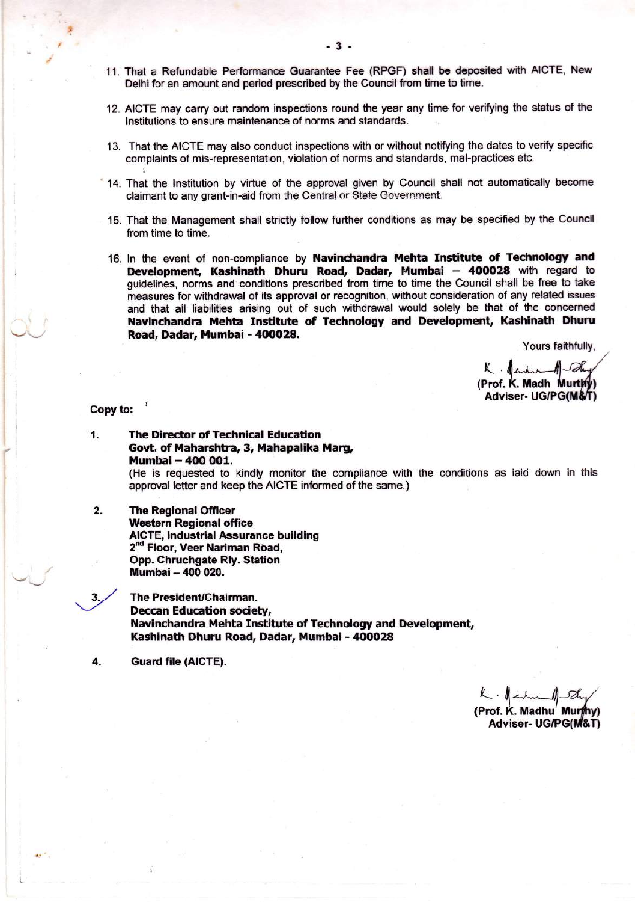11. That a Refundable Performance Guarantee Fee (RPGF) shall be deposited with AICTE, New Delhi for an amount and period prescribed by the Council from time to time.

12. AICTE may carry out random inspections round the year any time for verifying the status of the Institutions to ensure maintenance of norms and standards.

13. That the AICTE may also conduct inspections with or without notifying the dates to verify specific complaints of mis-representation, violation of norms and standards, mal-practices etc.

14. That the Institution by virtue of the approval given by Council shall not automatically become claimant to any grant-in-aid from the Central or State Government.

15. That the Management shall strictly follow further conditions as may be specified by the Council from time to time.

16. In the event of non-compliance by **Navinchandra Mehta Institute of Technology and Development, Kashinath Dhuru Road, Dadar, Mumbai – 400028** with regard to guidelines, norms and conditions prescribed from time to time the Council shall be free to take measures for withdrawal of its approval or recognition, without consideration of any related issues and that all liabilities arising out of such withdrawal would solely be that of the concerned **Navinchandra Mehta Institute of Technology and Development, Kashinath Dhuru Road, Dadar, Mumbai - 400028.**

Yours faithfully,

(Prof. K. Madh Murthy)
Adviser- UG/PG(M&T)

**Copy to:**

1. **The Director of Technical Education**
   **Govt. of Maharshtra, 3, Mahapalika Marg,**
   **Mumbai – 400 001.**
   (He is requested to kindly monitor the compliance with the conditions as laid down in this approval letter and keep the AICTE informed of the same.)

2. **The Regional Officer**
   **Western Regional office**
   **AICTE, Industrial Assurance building**
   **2nd Floor, Veer Nariman Road,**
   **Opp. Chruchgate Rly. Station**
   **Mumbai – 400 020.**

3. **The President/Chairman.**
   **Deccan Education society,**
   **Navinchandra Mehta Institute of Technology and Development,**
   **Kashinath Dhuru Road, Dadar, Mumbai - 400028**

4. **Guard file (AICTE).**

(Prof. K. Madhu Murthy)
Adviser- UG/PG(M&T)